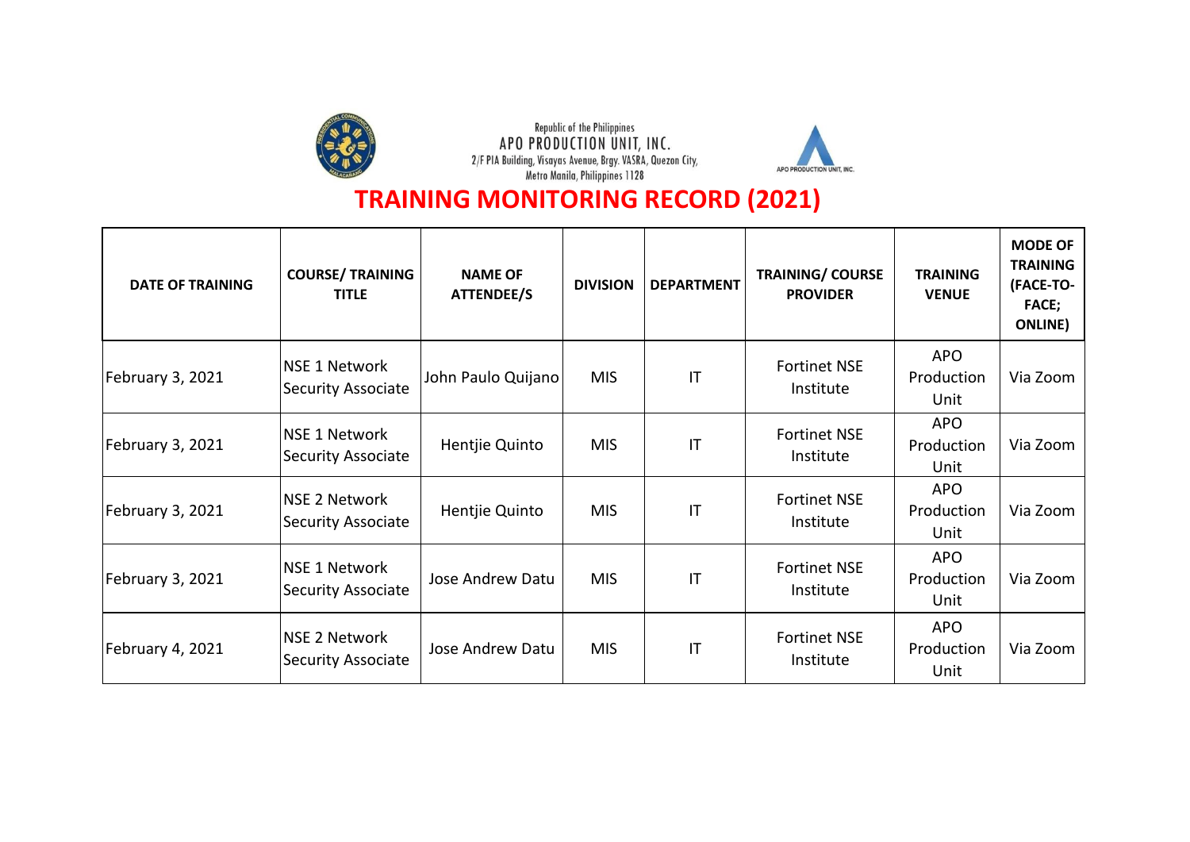Republic of the Philippines
APO PRODUCTION UNIT, INC.
2/F PIA Building, Visayas Avenue, Brgy. VASRA, Quezon City,
Metro Manila, Philippines 1128

APO PRODUCTION UNIT, INC.

# TRAINING MONITORING RECORD (2021)

| DATE OF TRAINING | COURSE/ TRAINING TITLE | NAME OF ATTENDEE/S | DIVISION | DEPARTMENT | TRAINING/ COURSE PROVIDER | TRAINING VENUE | MODE OF TRAINING (FACE-TO-FACE; ONLINE) |
|---|---|---|---|---|---|---|---|
| February 3, 2021 | NSE 1 Network Security Associate | John Paulo Quijano | MIS | IT | Fortinet NSE Institute | APO Production Unit | Via Zoom |
| February 3, 2021 | NSE 1 Network Security Associate | Hentjie Quinto | MIS | IT | Fortinet NSE Institute | APO Production Unit | Via Zoom |
| February 3, 2021 | NSE 2 Network Security Associate | Hentjie Quinto | MIS | IT | Fortinet NSE Institute | APO Production Unit | Via Zoom |
| February 3, 2021 | NSE 1 Network Security Associate | Jose Andrew Datu | MIS | IT | Fortinet NSE Institute | APO Production Unit | Via Zoom |
| February 4, 2021 | NSE 2 Network Security Associate | Jose Andrew Datu | MIS | IT | Fortinet NSE Institute | APO Production Unit | Via Zoom |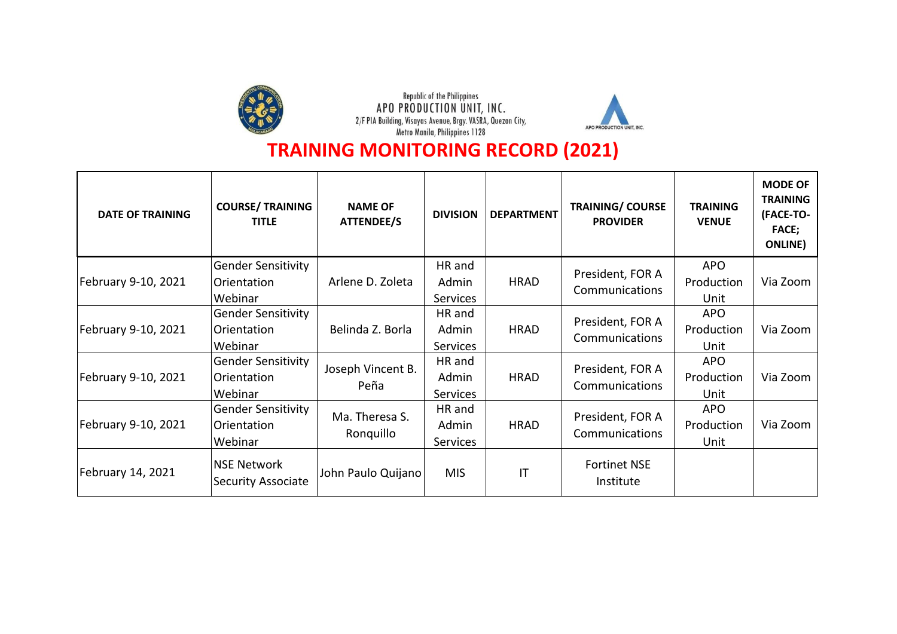Republic of the Philippines
APO PRODUCTION UNIT, INC.
2/F PIA Building, Visayas Avenue, Brgy. VASRA, Quezon City,
Metro Manila, Philippines 1128

APO PRODUCTION UNIT, INC.

# TRAINING MONITORING RECORD (2021)

| DATE OF TRAINING | COURSE/ TRAINING TITLE | NAME OF ATTENDEE/S | DIVISION | DEPARTMENT | TRAINING/ COURSE PROVIDER | TRAINING VENUE | MODE OF TRAINING (FACE-TO-FACE; ONLINE) |
|---|---|---|---|---|---|---|---|
| February 9-10, 2021 | Gender Sensitivity Orientation Webinar | Arlene D. Zoleta | HR and Admin Services | HRAD | President, FOR A Communications | APO Production Unit | Via Zoom |
| February 9-10, 2021 | Gender Sensitivity Orientation Webinar | Belinda Z. Borla | HR and Admin Services | HRAD | President, FOR A Communications | APO Production Unit | Via Zoom |
| February 9-10, 2021 | Gender Sensitivity Orientation Webinar | Joseph Vincent B. Peña | HR and Admin Services | HRAD | President, FOR A Communications | APO Production Unit | Via Zoom |
| February 9-10, 2021 | Gender Sensitivity Orientation Webinar | Ma. Theresa S. Ronquillo | HR and Admin Services | HRAD | President, FOR A Communications | APO Production Unit | Via Zoom |
| February 14, 2021 | NSE Network Security Associate | John Paulo Quijano | MIS | IT | Fortinet NSE Institute | | |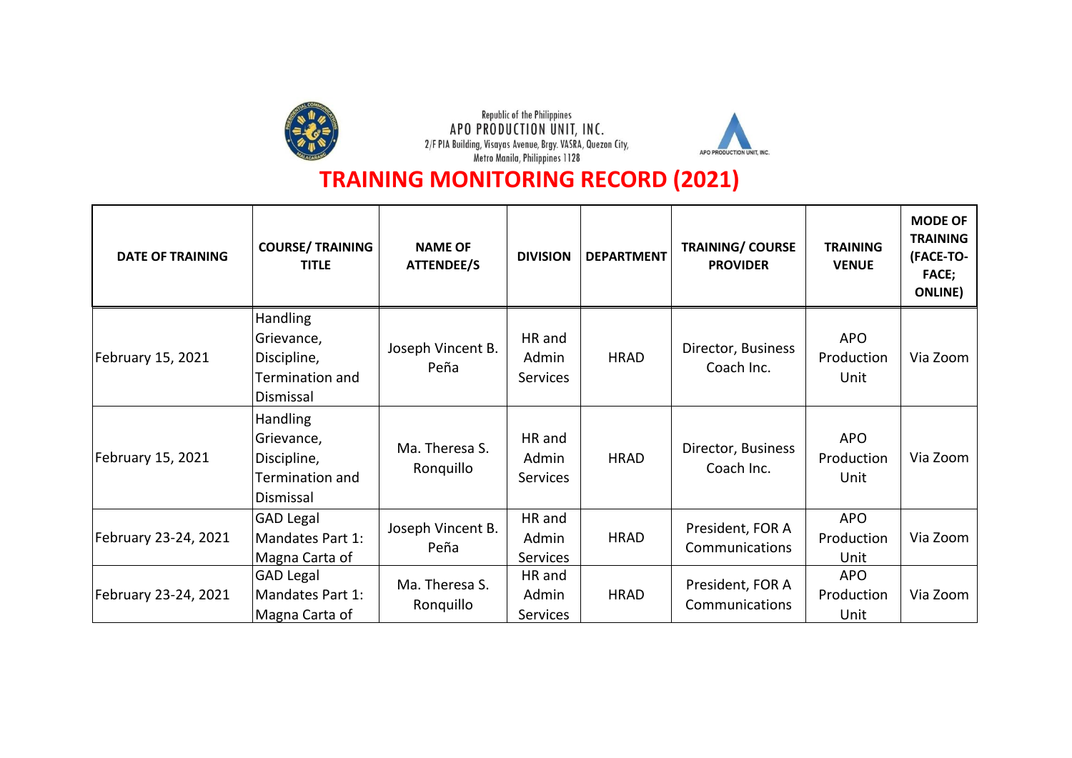Republic of the Philippines
APO PRODUCTION UNIT, INC.
2/F PIA Building, Visayas Avenue, Brgy. VASRA, Quezon City, Metro Manila, Philippines 1128

# TRAINING MONITORING RECORD (2021)

| DATE OF TRAINING | COURSE/ TRAINING TITLE | NAME OF ATTENDEE/S | DIVISION | DEPARTMENT | TRAINING/ COURSE PROVIDER | TRAINING VENUE | MODE OF TRAINING (FACE-TO-FACE; ONLINE) |
|---|---|---|---|---|---|---|---|
| February 15, 2021 | Handling Grievance, Discipline, Termination and Dismissal | Joseph Vincent B. Peña | HR and Admin Services | HRAD | Director, Business Coach Inc. | APO Production Unit | Via Zoom |
| February 15, 2021 | Handling Grievance, Discipline, Termination and Dismissal | Ma. Theresa S. Ronquillo | HR and Admin Services | HRAD | Director, Business Coach Inc. | APO Production Unit | Via Zoom |
| February 23-24, 2021 | GAD Legal Mandates Part 1: Magna Carta of | Joseph Vincent B. Peña | HR and Admin Services | HRAD | President, FOR A Communications | APO Production Unit | Via Zoom |
| February 23-24, 2021 | GAD Legal Mandates Part 1: Magna Carta of | Ma. Theresa S. Ronquillo | HR and Admin Services | HRAD | President, FOR A Communications | APO Production Unit | Via Zoom |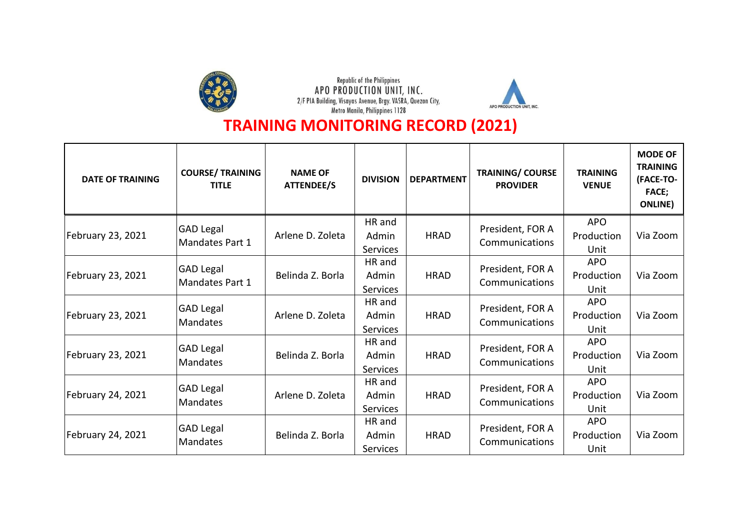Republic of the Philippines
APO PRODUCTION UNIT, INC.
2/F PIA Building, Visayas Avenue, Brgy. VASRA, Quezon City, Metro Manila, Philippines 1128

# TRAINING MONITORING RECORD (2021)

| DATE OF TRAINING | COURSE/ TRAINING TITLE | NAME OF ATTENDEE/S | DIVISION | DEPARTMENT | TRAINING/ COURSE PROVIDER | TRAINING VENUE | MODE OF TRAINING (FACE-TO-FACE; ONLINE) |
|---|---|---|---|---|---|---|---|
| February 23, 2021 | GAD Legal Mandates Part 1 | Arlene D. Zoleta | HR and Admin Services | HRAD | President, FOR A Communications | APO Production Unit | Via Zoom |
| February 23, 2021 | GAD Legal Mandates Part 1 | Belinda Z. Borla | HR and Admin Services | HRAD | President, FOR A Communications | APO Production Unit | Via Zoom |
| February 23, 2021 | GAD Legal Mandates | Arlene D. Zoleta | HR and Admin Services | HRAD | President, FOR A Communications | APO Production Unit | Via Zoom |
| February 23, 2021 | GAD Legal Mandates | Belinda Z. Borla | HR and Admin Services | HRAD | President, FOR A Communications | APO Production Unit | Via Zoom |
| February 24, 2021 | GAD Legal Mandates | Arlene D. Zoleta | HR and Admin Services | HRAD | President, FOR A Communications | APO Production Unit | Via Zoom |
| February 24, 2021 | GAD Legal Mandates | Belinda Z. Borla | HR and Admin Services | HRAD | President, FOR A Communications | APO Production Unit | Via Zoom |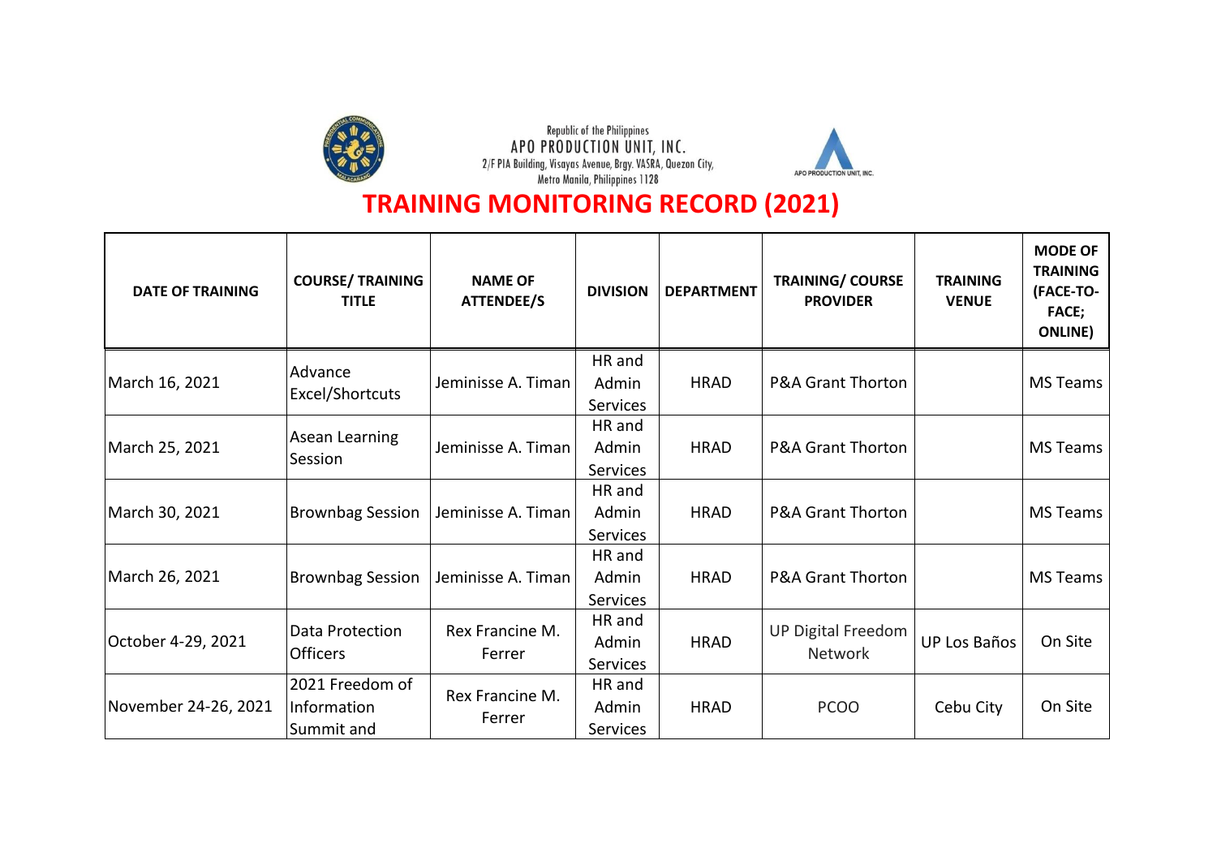Republic of the Philippines
APO PRODUCTION UNIT, INC.
2/F PIA Building, Visayas Avenue, Brgy. VASRA, Quezon City,
Metro Manila, Philippines 1128

APO PRODUCTION UNIT, INC.

# TRAINING MONITORING RECORD (2021)

| DATE OF TRAINING | COURSE/ TRAINING TITLE | NAME OF ATTENDEE/S | DIVISION | DEPARTMENT | TRAINING/ COURSE PROVIDER | TRAINING VENUE | MODE OF TRAINING (FACE-TO-FACE; ONLINE) |
|---|---|---|---|---|---|---|---|
| March 16, 2021 | Advance Excel/Shortcuts | Jeminisse A. Timan | HR and Admin Services | HRAD | P&A Grant Thorton | | MS Teams |
| March 25, 2021 | Asean Learning Session | Jeminisse A. Timan | HR and Admin Services | HRAD | P&A Grant Thorton | | MS Teams |
| March 30, 2021 | Brownbag Session | Jeminisse A. Timan | HR and Admin Services | HRAD | P&A Grant Thorton | | MS Teams |
| March 26, 2021 | Brownbag Session | Jeminisse A. Timan | HR and Admin Services | HRAD | P&A Grant Thorton | | MS Teams |
| October 4-29, 2021 | Data Protection Officers | Rex Francine M. Ferrer | HR and Admin Services | HRAD | UP Digital Freedom Network | UP Los Baños | On Site |
| November 24-26, 2021 | 2021 Freedom of Information Summit and | Rex Francine M. Ferrer | HR and Admin Services | HRAD | PCOO | Cebu City | On Site |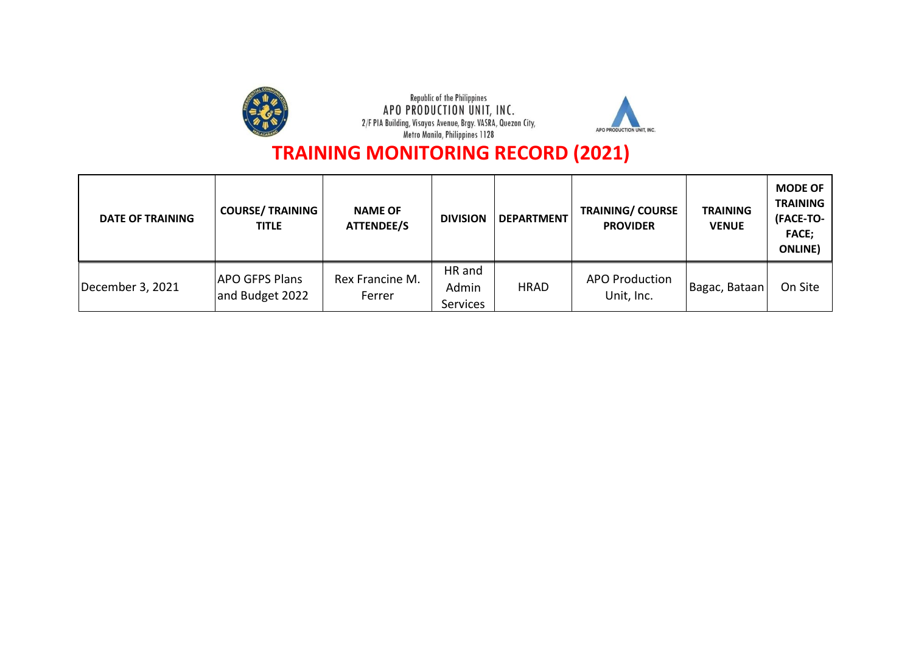Republic of the Philippines
APO PRODUCTION UNIT, INC.
2/F PIA Building, Visayas Avenue, Brgy. VASRA, Quezon City, Metro Manila, Philippines 1128

APO PRODUCTION UNIT, INC.

# TRAINING MONITORING RECORD (2021)

| DATE OF TRAINING | COURSE/ TRAINING TITLE | NAME OF ATTENDEE/S | DIVISION | DEPARTMENT | TRAINING/ COURSE PROVIDER | TRAINING VENUE | MODE OF TRAINING (FACE-TO-FACE; ONLINE) |
|---|---|---|---|---|---|---|---|
| December 3, 2021 | APO GFPS Plans and Budget 2022 | Rex Francine M. Ferrer | HR and Admin Services | HRAD | APO Production Unit, Inc. | Bagac, Bataan | On Site |